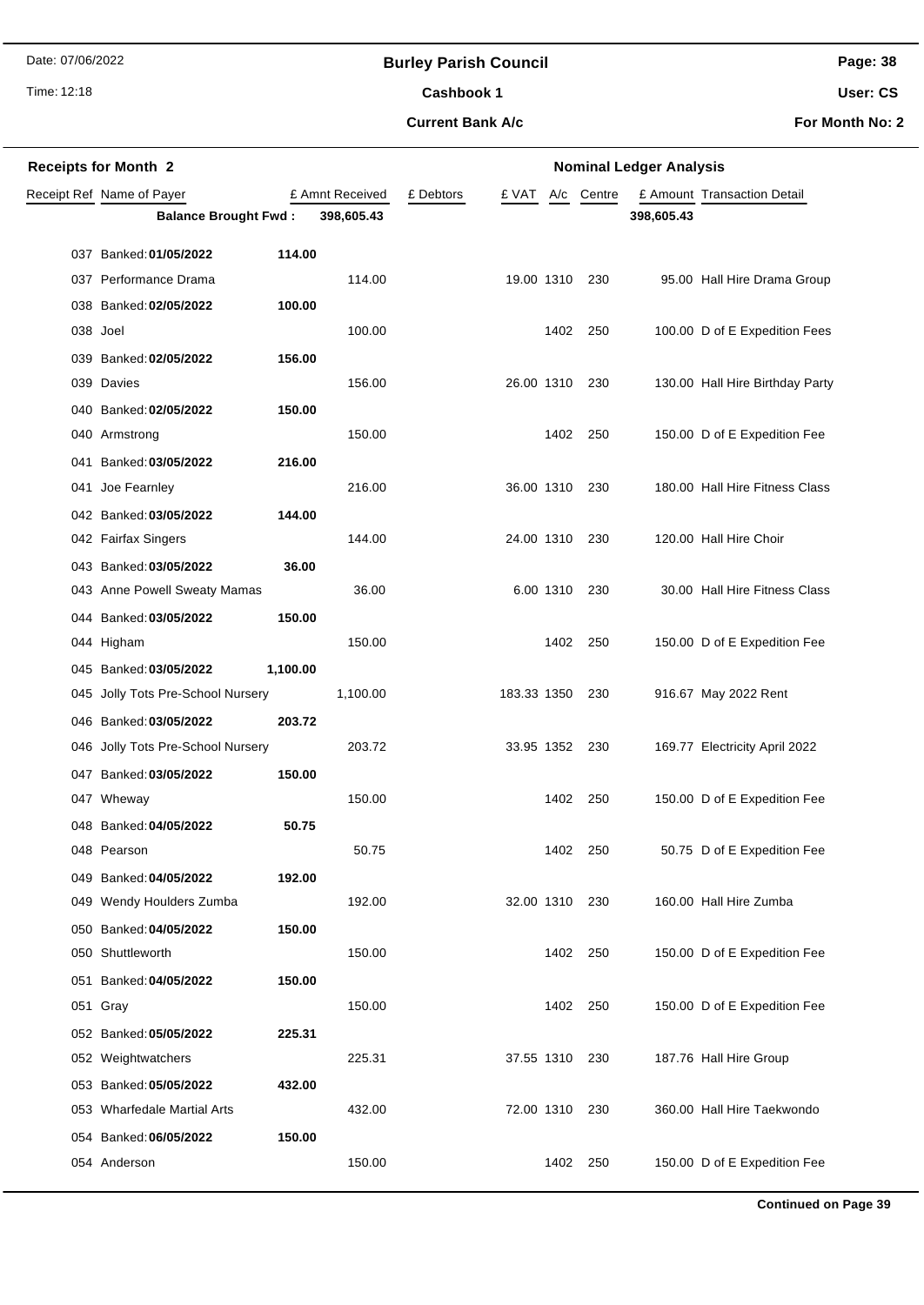## Burley Parish Council

**Cashbook 1**

**Current Bank A/c**

Date: 07/06/2022
Time: 12:18

**User: CS**
**For Month No: 2**

**Receipts for Month 2** | **Nominal Ledger Analysis**

| Receipt Ref | Name of Payer | | £ Amnt Received | £ Debtors | £ VAT | A/c | Centre | £ Amount | Transaction Detail |
|---|---|---|---|---|---|---|---|---|---|
| | **Balance Brought Fwd :** | | **398,605.43** | | | | | **398,605.43** | |
| 037 | Banked: **01/05/2022** | **114.00** | | | | | | | |
| 037 | Performance Drama | | 114.00 | | 19.00 | 1310 | 230 | 95.00 | Hall Hire Drama Group |
| 038 | Banked: **02/05/2022** | **100.00** | | | | | | | |
| 038 | Joel | | 100.00 | | | 1402 | 250 | 100.00 | D of E Expedition Fees |
| 039 | Banked: **02/05/2022** | **156.00** | | | | | | | |
| 039 | Davies | | 156.00 | | 26.00 | 1310 | 230 | 130.00 | Hall Hire Birthday Party |
| 040 | Banked: **02/05/2022** | **150.00** | | | | | | | |
| 040 | Armstrong | | 150.00 | | | 1402 | 250 | 150.00 | D of E Expedition Fee |
| 041 | Banked: **03/05/2022** | **216.00** | | | | | | | |
| 041 | Joe Fearnley | | 216.00 | | 36.00 | 1310 | 230 | 180.00 | Hall Hire Fitness Class |
| 042 | Banked: **03/05/2022** | **144.00** | | | | | | | |
| 042 | Fairfax Singers | | 144.00 | | 24.00 | 1310 | 230 | 120.00 | Hall Hire Choir |
| 043 | Banked: **03/05/2022** | **36.00** | | | | | | | |
| 043 | Anne Powell Sweaty Mamas | | 36.00 | | 6.00 | 1310 | 230 | 30.00 | Hall Hire Fitness Class |
| 044 | Banked: **03/05/2022** | **150.00** | | | | | | | |
| 044 | Higham | | 150.00 | | | 1402 | 250 | 150.00 | D of E Expedition Fee |
| 045 | Banked: **03/05/2022** | **1,100.00** | | | | | | | |
| 045 | Jolly Tots Pre-School Nursery | | 1,100.00 | | 183.33 | 1350 | 230 | 916.67 | May 2022 Rent |
| 046 | Banked: **03/05/2022** | **203.72** | | | | | | | |
| 046 | Jolly Tots Pre-School Nursery | | 203.72 | | 33.95 | 1352 | 230 | 169.77 | Electricity April 2022 |
| 047 | Banked: **03/05/2022** | **150.00** | | | | | | | |
| 047 | Wheway | | 150.00 | | | 1402 | 250 | 150.00 | D of E Expedition Fee |
| 048 | Banked: **04/05/2022** | **50.75** | | | | | | | |
| 048 | Pearson | | 50.75 | | | 1402 | 250 | 50.75 | D of E Expedition Fee |
| 049 | Banked: **04/05/2022** | **192.00** | | | | | | | |
| 049 | Wendy Houlders Zumba | | 192.00 | | 32.00 | 1310 | 230 | 160.00 | Hall Hire Zumba |
| 050 | Banked: **04/05/2022** | **150.00** | | | | | | | |
| 050 | Shuttleworth | | 150.00 | | | 1402 | 250 | 150.00 | D of E Expedition Fee |
| 051 | Banked: **04/05/2022** | **150.00** | | | | | | | |
| 051 | Gray | | 150.00 | | | 1402 | 250 | 150.00 | D of E Expedition Fee |
| 052 | Banked: **05/05/2022** | **225.31** | | | | | | | |
| 052 | Weightwatchers | | 225.31 | | 37.55 | 1310 | 230 | 187.76 | Hall Hire Group |
| 053 | Banked: **05/05/2022** | **432.00** | | | | | | | |
| 053 | Wharfedale Martial Arts | | 432.00 | | 72.00 | 1310 | 230 | 360.00 | Hall Hire Taekwondo |
| 054 | Banked: **06/05/2022** | **150.00** | | | | | | | |
| 054 | Anderson | | 150.00 | | | 1402 | 250 | 150.00 | D of E Expedition Fee |

**Continued on Page 39**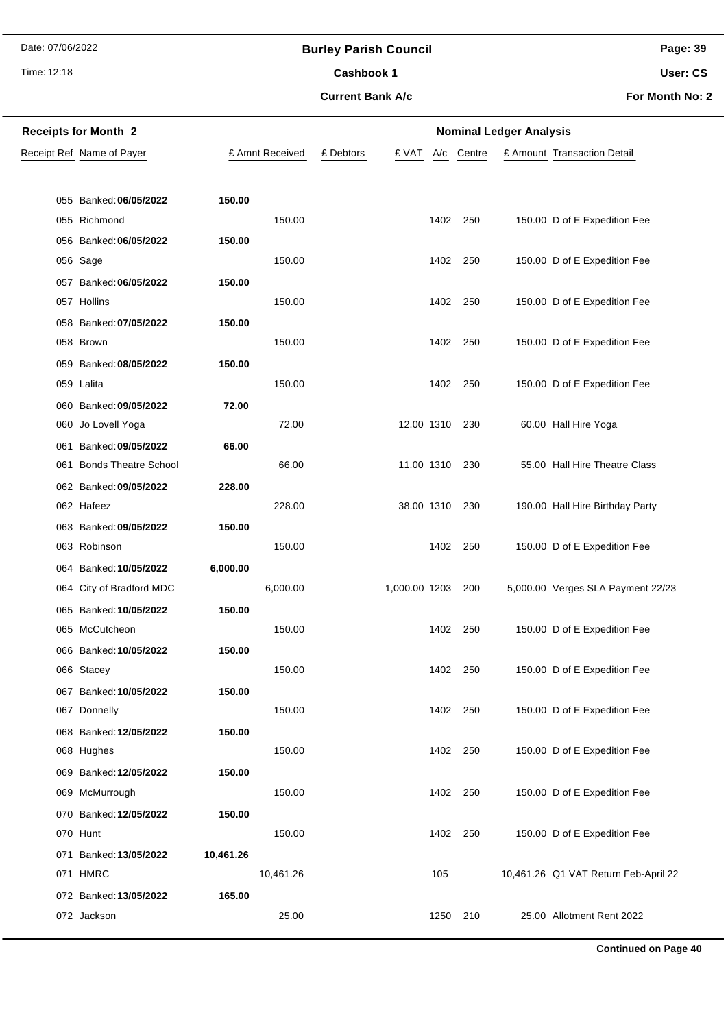# Burley Parish Council

## Cashbook 1

### Current Bank A/c

Date: 07/06/2022
Time: 12:18

User: CS
For Month No: 2

**Receipts for Month 2** — **Nominal Ledger Analysis**

| Receipt Ref | Name of Payer | | £ Amnt Received | £ Debtors | £ VAT | A/c | Centre | £ Amount | Transaction Detail |
|---|---|---|---|---|---|---|---|---|---|
| 055 | Banked: **06/05/2022** | **150.00** | | | | | | | |
| 055 | Richmond | | 150.00 | | | 1402 | 250 | 150.00 | D of E Expedition Fee |
| 056 | Banked: **06/05/2022** | **150.00** | | | | | | | |
| 056 | Sage | | 150.00 | | | 1402 | 250 | 150.00 | D of E Expedition Fee |
| 057 | Banked: **06/05/2022** | **150.00** | | | | | | | |
| 057 | Hollins | | 150.00 | | | 1402 | 250 | 150.00 | D of E Expedition Fee |
| 058 | Banked: **07/05/2022** | **150.00** | | | | | | | |
| 058 | Brown | | 150.00 | | | 1402 | 250 | 150.00 | D of E Expedition Fee |
| 059 | Banked: **08/05/2022** | **150.00** | | | | | | | |
| 059 | Lalita | | 150.00 | | | 1402 | 250 | 150.00 | D of E Expedition Fee |
| 060 | Banked: **09/05/2022** | **72.00** | | | | | | | |
| 060 | Jo Lovell Yoga | | 72.00 | | 12.00 | 1310 | 230 | 60.00 | Hall Hire Yoga |
| 061 | Banked: **09/05/2022** | **66.00** | | | | | | | |
| 061 | Bonds Theatre School | | 66.00 | | 11.00 | 1310 | 230 | 55.00 | Hall Hire Theatre Class |
| 062 | Banked: **09/05/2022** | **228.00** | | | | | | | |
| 062 | Hafeez | | 228.00 | | 38.00 | 1310 | 230 | 190.00 | Hall Hire Birthday Party |
| 063 | Banked: **09/05/2022** | **150.00** | | | | | | | |
| 063 | Robinson | | 150.00 | | | 1402 | 250 | 150.00 | D of E Expedition Fee |
| 064 | Banked: **10/05/2022** | **6,000.00** | | | | | | | |
| 064 | City of Bradford MDC | | 6,000.00 | | 1,000.00 | 1203 | 200 | 5,000.00 | Verges SLA Payment 22/23 |
| 065 | Banked: **10/05/2022** | **150.00** | | | | | | | |
| 065 | McCutcheon | | 150.00 | | | 1402 | 250 | 150.00 | D of E Expedition Fee |
| 066 | Banked: **10/05/2022** | **150.00** | | | | | | | |
| 066 | Stacey | | 150.00 | | | 1402 | 250 | 150.00 | D of E Expedition Fee |
| 067 | Banked: **10/05/2022** | **150.00** | | | | | | | |
| 067 | Donnelly | | 150.00 | | | 1402 | 250 | 150.00 | D of E Expedition Fee |
| 068 | Banked: **12/05/2022** | **150.00** | | | | | | | |
| 068 | Hughes | | 150.00 | | | 1402 | 250 | 150.00 | D of E Expedition Fee |
| 069 | Banked: **12/05/2022** | **150.00** | | | | | | | |
| 069 | McMurrough | | 150.00 | | | 1402 | 250 | 150.00 | D of E Expedition Fee |
| 070 | Banked: **12/05/2022** | **150.00** | | | | | | | |
| 070 | Hunt | | 150.00 | | | 1402 | 250 | 150.00 | D of E Expedition Fee |
| 071 | Banked: **13/05/2022** | **10,461.26** | | | | | | | |
| 071 | HMRC | | 10,461.26 | | | 105 | | 10,461.26 | Q1 VAT Return Feb-April 22 |
| 072 | Banked: **13/05/2022** | **165.00** | | | | | | | |
| 072 | Jackson | | 25.00 | | | 1250 | 210 | 25.00 | Allotment Rent 2022 |

**Continued on Page 40**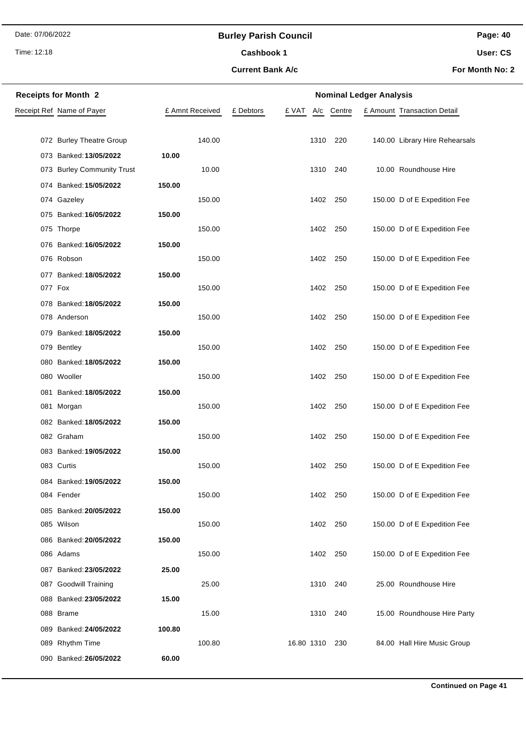# Burley Parish Council

**Cashbook 1**

**Current Bank A/c**

Date: 07/06/2022 | Time: 12:18 | User: CS | For Month No: 2

**Receipts for Month 2** | **Nominal Ledger Analysis**

| Receipt Ref | Name of Payer | £ Amnt Received | £ Debtors | £ VAT | A/c | Centre | £ Amount | Transaction Detail |
|---|---|---|---|---|---|---|---|---|
| 072 | Burley Theatre Group | 140.00 | | | 1310 | 220 | 140.00 | Library Hire Rehearsals |
| 073 | Banked: **13/05/2022** | **10.00** | | | | | | |
| 073 | Burley Community Trust | 10.00 | | | 1310 | 240 | 10.00 | Roundhouse Hire |
| 074 | Banked: **15/05/2022** | **150.00** | | | | | | |
| 074 | Gazeley | 150.00 | | | 1402 | 250 | 150.00 | D of E Expedition Fee |
| 075 | Banked: **16/05/2022** | **150.00** | | | | | | |
| 075 | Thorpe | 150.00 | | | 1402 | 250 | 150.00 | D of E Expedition Fee |
| 076 | Banked: **16/05/2022** | **150.00** | | | | | | |
| 076 | Robson | 150.00 | | | 1402 | 250 | 150.00 | D of E Expedition Fee |
| 077 | Banked: **18/05/2022** | **150.00** | | | | | | |
| 077 | Fox | 150.00 | | | 1402 | 250 | 150.00 | D of E Expedition Fee |
| 078 | Banked: **18/05/2022** | **150.00** | | | | | | |
| 078 | Anderson | 150.00 | | | 1402 | 250 | 150.00 | D of E Expedition Fee |
| 079 | Banked: **18/05/2022** | **150.00** | | | | | | |
| 079 | Bentley | 150.00 | | | 1402 | 250 | 150.00 | D of E Expedition Fee |
| 080 | Banked: **18/05/2022** | **150.00** | | | | | | |
| 080 | Wooller | 150.00 | | | 1402 | 250 | 150.00 | D of E Expedition Fee |
| 081 | Banked: **18/05/2022** | **150.00** | | | | | | |
| 081 | Morgan | 150.00 | | | 1402 | 250 | 150.00 | D of E Expedition Fee |
| 082 | Banked: **18/05/2022** | **150.00** | | | | | | |
| 082 | Graham | 150.00 | | | 1402 | 250 | 150.00 | D of E Expedition Fee |
| 083 | Banked: **19/05/2022** | **150.00** | | | | | | |
| 083 | Curtis | 150.00 | | | 1402 | 250 | 150.00 | D of E Expedition Fee |
| 084 | Banked: **19/05/2022** | **150.00** | | | | | | |
| 084 | Fender | 150.00 | | | 1402 | 250 | 150.00 | D of E Expedition Fee |
| 085 | Banked: **20/05/2022** | **150.00** | | | | | | |
| 085 | Wilson | 150.00 | | | 1402 | 250 | 150.00 | D of E Expedition Fee |
| 086 | Banked: **20/05/2022** | **150.00** | | | | | | |
| 086 | Adams | 150.00 | | | 1402 | 250 | 150.00 | D of E Expedition Fee |
| 087 | Banked: **23/05/2022** | **25.00** | | | | | | |
| 087 | Goodwill Training | 25.00 | | | 1310 | 240 | 25.00 | Roundhouse Hire |
| 088 | Banked: **23/05/2022** | **15.00** | | | | | | |
| 088 | Brame | 15.00 | | | 1310 | 240 | 15.00 | Roundhouse Hire Party |
| 089 | Banked: **24/05/2022** | **100.80** | | | | | | |
| 089 | Rhythm Time | 100.80 | | 16.80 | 1310 | 230 | 84.00 | Hall Hire Music Group |
| 090 | Banked: **26/05/2022** | **60.00** | | | | | | |

**Continued on Page 41**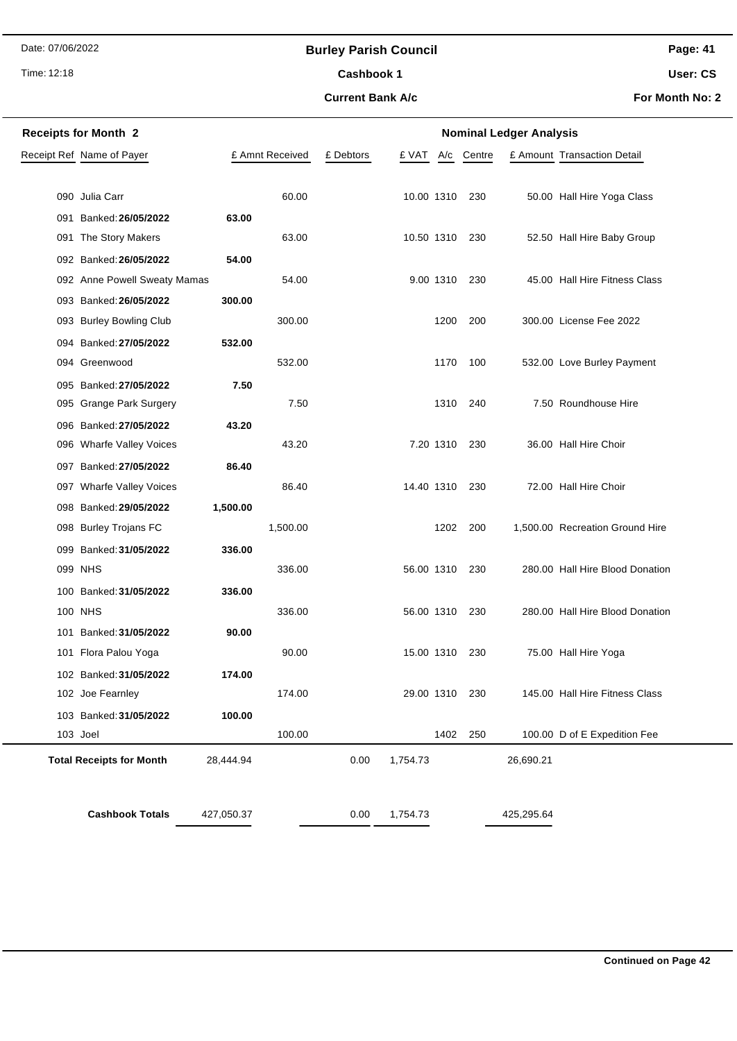Date: 07/06/2022

Time: 12:18

**Burley Parish Council**

**Cashbook 1**

**Current Bank A/c**

**User: CS**

**For Month No: 2**

| **Receipts for Month 2** | | | | | **Nominal Ledger Analysis** | | | |
|---|---|---|---|---|---|---|---|---|
| Receipt Ref | Name of Payer | £ Amnt Received | £ Debtors | £ VAT | A/c | Centre | £ Amount | Transaction Detail |
| 090 | Julia Carr | 60.00 | | 10.00 | 1310 | 230 | 50.00 | Hall Hire Yoga Class |
| 091 | Banked: **26/05/2022** | **63.00** | | | | | | |
| 091 | The Story Makers | 63.00 | | 10.50 | 1310 | 230 | 52.50 | Hall Hire Baby Group |
| 092 | Banked: **26/05/2022** | **54.00** | | | | | | |
| 092 | Anne Powell Sweaty Mamas | 54.00 | | 9.00 | 1310 | 230 | 45.00 | Hall Hire Fitness Class |
| 093 | Banked: **26/05/2022** | **300.00** | | | | | | |
| 093 | Burley Bowling Club | 300.00 | | | 1200 | 200 | 300.00 | License Fee 2022 |
| 094 | Banked: **27/05/2022** | **532.00** | | | | | | |
| 094 | Greenwood | 532.00 | | | 1170 | 100 | 532.00 | Love Burley Payment |
| 095 | Banked: **27/05/2022** | **7.50** | | | | | | |
| 095 | Grange Park Surgery | 7.50 | | | 1310 | 240 | 7.50 | Roundhouse Hire |
| 096 | Banked: **27/05/2022** | **43.20** | | | | | | |
| 096 | Wharfe Valley Voices | 43.20 | | 7.20 | 1310 | 230 | 36.00 | Hall Hire Choir |
| 097 | Banked: **27/05/2022** | **86.40** | | | | | | |
| 097 | Wharfe Valley Voices | 86.40 | | 14.40 | 1310 | 230 | 72.00 | Hall Hire Choir |
| 098 | Banked: **29/05/2022** | **1,500.00** | | | | | | |
| 098 | Burley Trojans FC | 1,500.00 | | | 1202 | 200 | 1,500.00 | Recreation Ground Hire |
| 099 | Banked: **31/05/2022** | **336.00** | | | | | | |
| 099 | NHS | 336.00 | | 56.00 | 1310 | 230 | 280.00 | Hall Hire Blood Donation |
| 100 | Banked: **31/05/2022** | **336.00** | | | | | | |
| 100 | NHS | 336.00 | | 56.00 | 1310 | 230 | 280.00 | Hall Hire Blood Donation |
| 101 | Banked: **31/05/2022** | **90.00** | | | | | | |
| 101 | Flora Palou Yoga | 90.00 | | 15.00 | 1310 | 230 | 75.00 | Hall Hire Yoga |
| 102 | Banked: **31/05/2022** | **174.00** | | | | | | |
| 102 | Joe Fearnley | 174.00 | | 29.00 | 1310 | 230 | 145.00 | Hall Hire Fitness Class |
| 103 | Banked: **31/05/2022** | **100.00** | | | | | | |
| 103 | Joel | 100.00 | | | 1402 | 250 | 100.00 | D of E Expedition Fee |
| | **Total Receipts for Month** | 28,444.94 | 0.00 | 1,754.73 | | | 26,690.21 | |
| | **Cashbook Totals** | 427,050.37 | 0.00 | 1,754.73 | | | 425,295.64 | |

**Continued on Page 42**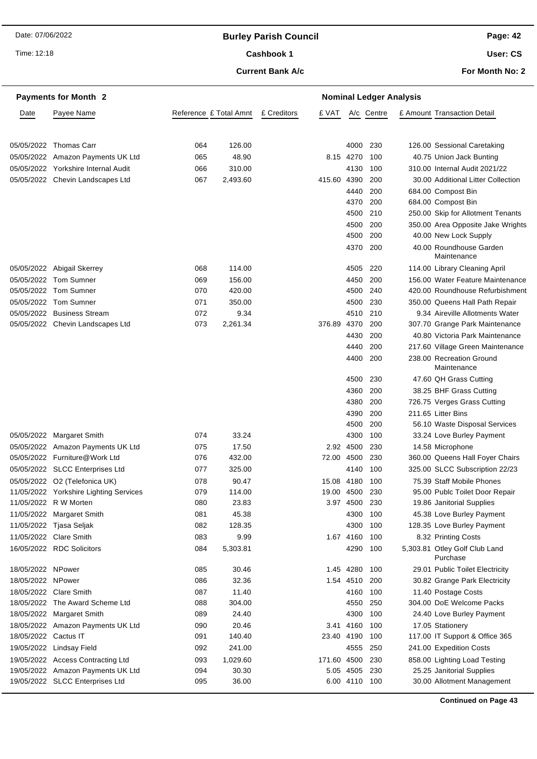# Burley Parish Council

**Cashbook 1**

**Current Bank A/c**

Date: 07/06/2022

Time: 12:18

User: CS

For Month No: 2

## Payments for Month 2

| Date | Payee Name | Reference | £ Total Amnt | £ Creditors | £ VAT | A/c | Centre | £ Amount | Transaction Detail |
|---|---|---|---|---|---|---|---|---|---|
| 05/05/2022 | Thomas Carr | 064 | 126.00 | | | 4000 | 230 | 126.00 | Sessional Caretaking |
| 05/05/2022 | Amazon Payments UK Ltd | 065 | 48.90 | | 8.15 | 4270 | 100 | 40.75 | Union Jack Bunting |
| 05/05/2022 | Yorkshire Internal Audit | 066 | 310.00 | | | 4130 | 100 | 310.00 | Internal Audit 2021/22 |
| 05/05/2022 | Chevin Landscapes Ltd | 067 | 2,493.60 | | 415.60 | 4390 | 200 | 30.00 | Additional Litter Collection |
| | | | | | | 4440 | 200 | 684.00 | Compost Bin |
| | | | | | | 4370 | 200 | 684.00 | Compost Bin |
| | | | | | | 4500 | 210 | 250.00 | Skip for Allotment Tenants |
| | | | | | | 4500 | 200 | 350.00 | Area Opposite Jake Wrights |
| | | | | | | 4500 | 200 | 40.00 | New Lock Supply |
| | | | | | | 4370 | 200 | 40.00 | Roundhouse Garden Maintenance |
| 05/05/2022 | Abigail Skerrey | 068 | 114.00 | | | 4505 | 220 | 114.00 | Library Cleaning April |
| 05/05/2022 | Tom Sumner | 069 | 156.00 | | | 4450 | 200 | 156.00 | Water Feature Maintenance |
| 05/05/2022 | Tom Sumner | 070 | 420.00 | | | 4500 | 240 | 420.00 | Roundhouse Refurbishment |
| 05/05/2022 | Tom Sumner | 071 | 350.00 | | | 4500 | 230 | 350.00 | Queens Hall Path Repair |
| 05/05/2022 | Business Stream | 072 | 9.34 | | | 4510 | 210 | 9.34 | Aireville Allotments Water |
| 05/05/2022 | Chevin Landscapes Ltd | 073 | 2,261.34 | | 376.89 | 4370 | 200 | 307.70 | Grange Park Maintenance |
| | | | | | | 4430 | 200 | 40.80 | Victoria Park Maintenance |
| | | | | | | 4440 | 200 | 217.60 | Village Green Maintenance |
| | | | | | | 4400 | 200 | 238.00 | Recreation Ground Maintenance |
| | | | | | | 4500 | 230 | 47.60 | QH Grass Cutting |
| | | | | | | 4360 | 200 | 38.25 | BHF Grass Cutting |
| | | | | | | 4380 | 200 | 726.75 | Verges Grass Cutting |
| | | | | | | 4390 | 200 | 211.65 | Litter Bins |
| | | | | | | 4500 | 200 | 56.10 | Waste Disposal Services |
| 05/05/2022 | Margaret Smith | 074 | 33.24 | | | 4300 | 100 | 33.24 | Love Burley Payment |
| 05/05/2022 | Amazon Payments UK Ltd | 075 | 17.50 | | 2.92 | 4500 | 230 | 14.58 | Microphone |
| 05/05/2022 | Furniture@Work Ltd | 076 | 432.00 | | 72.00 | 4500 | 230 | 360.00 | Queens Hall Foyer Chairs |
| 05/05/2022 | SLCC Enterprises Ltd | 077 | 325.00 | | | 4140 | 100 | 325.00 | SLCC Subscription 22/23 |
| 05/05/2022 | O2 (Telefonica UK) | 078 | 90.47 | | 15.08 | 4180 | 100 | 75.39 | Staff Mobile Phones |
| 11/05/2022 | Yorkshire Lighting Services | 079 | 114.00 | | 19.00 | 4500 | 230 | 95.00 | Publc Toilet Door Repair |
| 11/05/2022 | R W Morten | 080 | 23.83 | | 3.97 | 4500 | 230 | 19.86 | Janitorial Supplies |
| 11/05/2022 | Margaret Smith | 081 | 45.38 | | | 4300 | 100 | 45.38 | Love Burley Payment |
| 11/05/2022 | Tjasa Seljak | 082 | 128.35 | | | 4300 | 100 | 128.35 | Love Burley Payment |
| 11/05/2022 | Clare Smith | 083 | 9.99 | | 1.67 | 4160 | 100 | 8.32 | Printing Costs |
| 16/05/2022 | RDC Solicitors | 084 | 5,303.81 | | | 4290 | 100 | 5,303.81 | Otley Golf Club Land Purchase |
| 18/05/2022 | NPower | 085 | 30.46 | | 1.45 | 4280 | 100 | 29.01 | Public Toilet Electricity |
| 18/05/2022 | NPower | 086 | 32.36 | | 1.54 | 4510 | 200 | 30.82 | Grange Park Electricity |
| 18/05/2022 | Clare Smith | 087 | 11.40 | | | 4160 | 100 | 11.40 | Postage Costs |
| 18/05/2022 | The Award Scheme Ltd | 088 | 304.00 | | | 4550 | 250 | 304.00 | DoE Welcome Packs |
| 18/05/2022 | Margaret Smith | 089 | 24.40 | | | 4300 | 100 | 24.40 | Love Burley Payment |
| 18/05/2022 | Amazon Payments UK Ltd | 090 | 20.46 | | 3.41 | 4160 | 100 | 17.05 | Stationery |
| 18/05/2022 | Cactus IT | 091 | 140.40 | | 23.40 | 4190 | 100 | 117.00 | IT Support & Office 365 |
| 19/05/2022 | Lindsay Field | 092 | 241.00 | | | 4555 | 250 | 241.00 | Expedition Costs |
| 19/05/2022 | Access Contracting Ltd | 093 | 1,029.60 | | 171.60 | 4500 | 230 | 858.00 | Lighting Load Testing |
| 19/05/2022 | Amazon Payments UK Ltd | 094 | 30.30 | | 5.05 | 4505 | 230 | 25.25 | Janitorial Supplies |
| 19/05/2022 | SLCC Enterprises Ltd | 095 | 36.00 | | 6.00 | 4110 | 100 | 30.00 | Allotment Management |

**Continued on Page 43**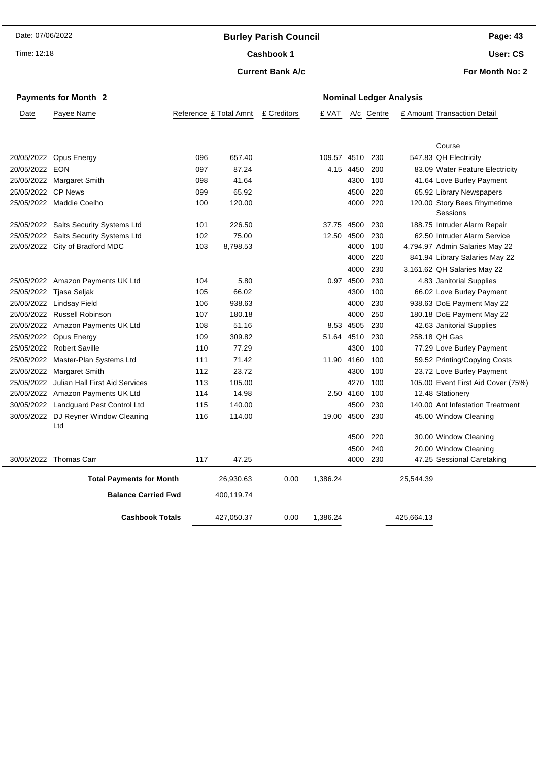Date: 07/06/2022

Time: 12:18

**Burley Parish Council**

**Cashbook 1**

**Current Bank A/c**

**User: CS**

**For Month No: 2**

**Payments for Month 2** — **Nominal Ledger Analysis**

| Date | Payee Name | Reference | £ Total Amnt | £ Creditors | £ VAT | A/c | Centre | £ Amount | Transaction Detail |
|---|---|---|---|---|---|---|---|---|---|
| | | | | | | | | | Course |
| 20/05/2022 | Opus Energy | 096 | 657.40 | | 109.57 | 4510 | 230 | 547.83 | QH Electricity |
| 20/05/2022 | EON | 097 | 87.24 | | 4.15 | 4450 | 200 | 83.09 | Water Feature Electricity |
| 25/05/2022 | Margaret Smith | 098 | 41.64 | | | 4300 | 100 | 41.64 | Love Burley Payment |
| 25/05/2022 | CP News | 099 | 65.92 | | | 4500 | 220 | 65.92 | Library Newspapers |
| 25/05/2022 | Maddie Coelho | 100 | 120.00 | | | 4000 | 220 | 120.00 | Story Bees Rhymetime Sessions |
| 25/05/2022 | Salts Security Systems Ltd | 101 | 226.50 | | 37.75 | 4500 | 230 | 188.75 | Intruder Alarm Repair |
| 25/05/2022 | Salts Security Systems Ltd | 102 | 75.00 | | 12.50 | 4500 | 230 | 62.50 | Intruder Alarm Service |
| 25/05/2022 | City of Bradford MDC | 103 | 8,798.53 | | | 4000 | 100 | 4,794.97 | Admin Salaries May 22 |
| | | | | | | 4000 | 220 | 841.94 | Library Salaries May 22 |
| | | | | | | 4000 | 230 | 3,161.62 | QH Salaries May 22 |
| 25/05/2022 | Amazon Payments UK Ltd | 104 | 5.80 | | 0.97 | 4500 | 230 | 4.83 | Janitorial Supplies |
| 25/05/2022 | Tjasa Seljak | 105 | 66.02 | | | 4300 | 100 | 66.02 | Love Burley Payment |
| 25/05/2022 | Lindsay Field | 106 | 938.63 | | | 4000 | 230 | 938.63 | DoE Payment May 22 |
| 25/05/2022 | Russell Robinson | 107 | 180.18 | | | 4000 | 250 | 180.18 | DoE Payment May 22 |
| 25/05/2022 | Amazon Payments UK Ltd | 108 | 51.16 | | 8.53 | 4505 | 230 | 42.63 | Janitorial Supplies |
| 25/05/2022 | Opus Energy | 109 | 309.82 | | 51.64 | 4510 | 230 | 258.18 | QH Gas |
| 25/05/2022 | Robert Saville | 110 | 77.29 | | | 4300 | 100 | 77.29 | Love Burley Payment |
| 25/05/2022 | Master-Plan Systems Ltd | 111 | 71.42 | | 11.90 | 4160 | 100 | 59.52 | Printing/Copying Costs |
| 25/05/2022 | Margaret Smith | 112 | 23.72 | | | 4300 | 100 | 23.72 | Love Burley Payment |
| 25/05/2022 | Julian Hall First Aid Services | 113 | 105.00 | | | 4270 | 100 | 105.00 | Event First Aid Cover (75%) |
| 25/05/2022 | Amazon Payments UK Ltd | 114 | 14.98 | | 2.50 | 4160 | 100 | 12.48 | Stationery |
| 30/05/2022 | Landguard Pest Control Ltd | 115 | 140.00 | | | 4500 | 230 | 140.00 | Ant Infestation Treatment |
| 30/05/2022 | DJ Reyner Window Cleaning Ltd | 116 | 114.00 | | 19.00 | 4500 | 230 | 45.00 | Window Cleaning |
| | | | | | | 4500 | 220 | 30.00 | Window Cleaning |
| | | | | | | 4500 | 240 | 20.00 | Window Cleaning |
| 30/05/2022 | Thomas Carr | 117 | 47.25 | | | 4000 | 230 | 47.25 | Sessional Caretaking |
| | **Total Payments for Month** | | 26,930.63 | 0.00 | 1,386.24 | | | 25,544.39 | |
| | **Balance Carried Fwd** | | 400,119.74 | | | | | | |
| | **Cashbook Totals** | | 427,050.37 | 0.00 | 1,386.24 | | | 425,664.13 | |